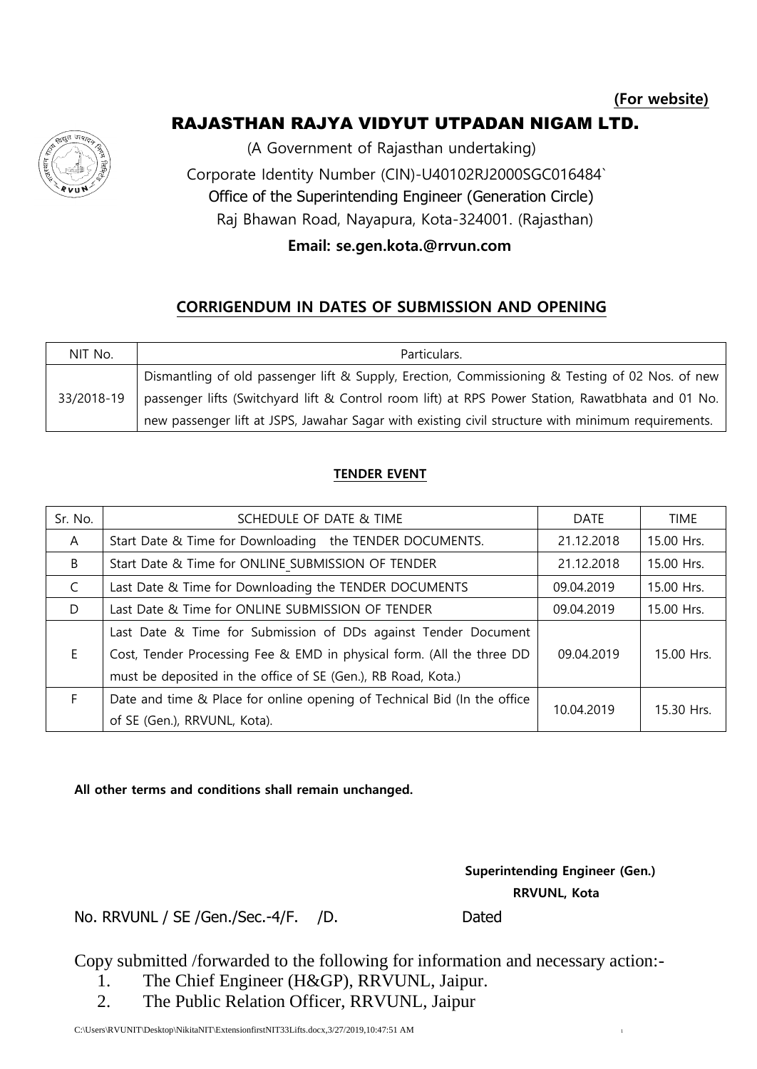**(For website)**

# RAJASTHAN RAJYA VIDYUT UTPADAN NIGAM LTD.

(A Government of Rajasthan undertaking)

Corporate Identity Number (CIN)-U40102RJ2000SGC016484`

Office of the Superintending Engineer (Generation Circle)

Raj Bhawan Road, Nayapura, Kota-324001. (Rajasthan)

**Email: se.gen.kota.@rrvun.com**

## CORRIGENDUM IN DATES OF SUBMISSION AND OPENING

| NIT No. | Particulars. |
|---|---|
| 33/2018-19 | Dismantling of old passenger lift & Supply, Erection, Commissioning & Testing of 02 Nos. of new passenger lifts (Switchyard lift & Control room lift) at RPS Power Station, Rawatbhata and 01 No. new passenger lift at JSPS, Jawahar Sagar with existing civil structure with minimum requirements. |

### TENDER EVENT

| Sr. No. | SCHEDULE OF DATE & TIME | DATE | TIME |
|---|---|---|---|
| A | Start Date & Time for Downloading the TENDER DOCUMENTS. | 21.12.2018 | 15.00 Hrs. |
| B | Start Date & Time for ONLINE SUBMISSION OF TENDER | 21.12.2018 | 15.00 Hrs. |
| C | Last Date & Time for Downloading the TENDER DOCUMENTS | 09.04.2019 | 15.00 Hrs. |
| D | Last Date & Time for ONLINE SUBMISSION OF TENDER | 09.04.2019 | 15.00 Hrs. |
| E | Last Date & Time for Submission of DDs against Tender Document Cost, Tender Processing Fee & EMD in physical form. (All the three DD must be deposited in the office of SE (Gen.), RB Road, Kota.) | 09.04.2019 | 15.00 Hrs. |
| F | Date and time & Place for online opening of Technical Bid (In the office of SE (Gen.), RRVUNL, Kota). | 10.04.2019 | 15.30 Hrs. |

**All other terms and conditions shall remain unchanged.**

**Superintending Engineer (Gen.)**
**RRVUNL, Kota**

No. RRVUNL / SE /Gen./Sec.-4/F. /D. Dated

Copy submitted /forwarded to the following for information and necessary action:-

1. The Chief Engineer (H&GP), RRVUNL, Jaipur.
2. The Public Relation Officer, RRVUNL, Jaipur

C:\Users\RVUNIT\Desktop\NikitaNIT\ExtensionfirstNIT33Lifts.docx,3/27/2019,10:47:51 AM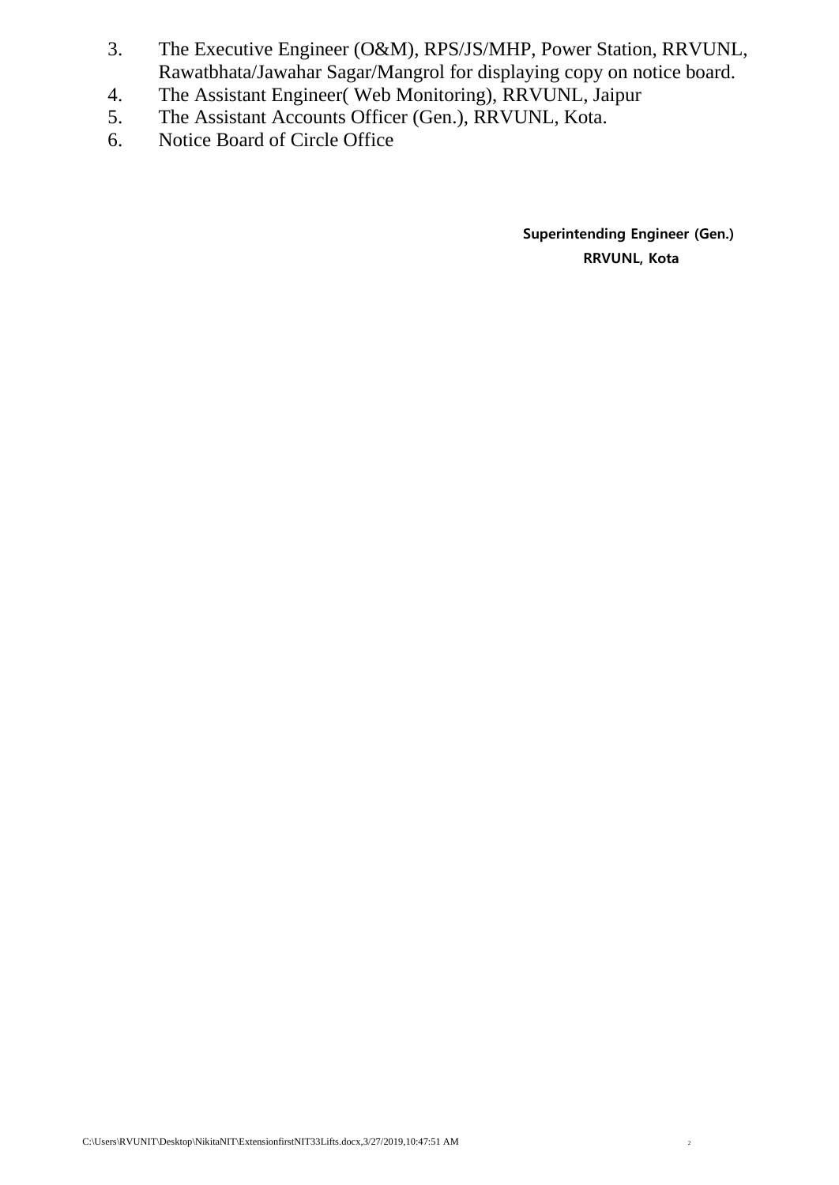3. The Executive Engineer (O&M), RPS/JS/MHP, Power Station, RRVUNL, Rawatbhata/Jawahar Sagar/Mangrol for displaying copy on notice board.
4. The Assistant Engineer( Web Monitoring), RRVUNL, Jaipur
5. The Assistant Accounts Officer (Gen.), RRVUNL, Kota.
6. Notice Board of Circle Office

**Superintending Engineer (Gen.)**
**RRVUNL, Kota**